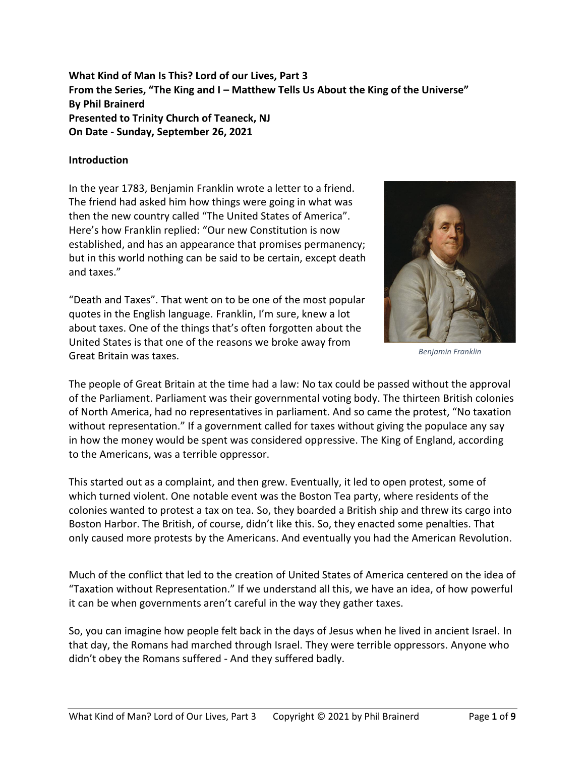**What Kind of Man Is This? Lord of our Lives, Part 3**
**From the Series, "The King and I – Matthew Tells Us About the King of the Universe"**
**By Phil Brainerd**
**Presented to Trinity Church of Teaneck, NJ**
**On Date - Sunday, September 26, 2021**

## Introduction

In the year 1783, Benjamin Franklin wrote a letter to a friend. The friend had asked him how things were going in what was then the new country called "The United States of America". Here's how Franklin replied: "Our new Constitution is now established, and has an appearance that promises permanency; but in this world nothing can be said to be certain, except death and taxes."

*Benjamin Franklin*

"Death and Taxes". That went on to be one of the most popular quotes in the English language. Franklin, I'm sure, knew a lot about taxes. One of the things that's often forgotten about the United States is that one of the reasons we broke away from Great Britain was taxes.

The people of Great Britain at the time had a law: No tax could be passed without the approval of the Parliament. Parliament was their governmental voting body. The thirteen British colonies of North America, had no representatives in parliament. And so came the protest, "No taxation without representation." If a government called for taxes without giving the populace any say in how the money would be spent was considered oppressive. The King of England, according to the Americans, was a terrible oppressor.

This started out as a complaint, and then grew. Eventually, it led to open protest, some of which turned violent. One notable event was the Boston Tea party, where residents of the colonies wanted to protest a tax on tea. So, they boarded a British ship and threw its cargo into Boston Harbor. The British, of course, didn't like this. So, they enacted some penalties. That only caused more protests by the Americans. And eventually you had the American Revolution.

Much of the conflict that led to the creation of United States of America centered on the idea of "Taxation without Representation." If we understand all this, we have an idea, of how powerful it can be when governments aren't careful in the way they gather taxes.

So, you can imagine how people felt back in the days of Jesus when he lived in ancient Israel. In that day, the Romans had marched through Israel. They were terrible oppressors. Anyone who didn't obey the Romans suffered - And they suffered badly.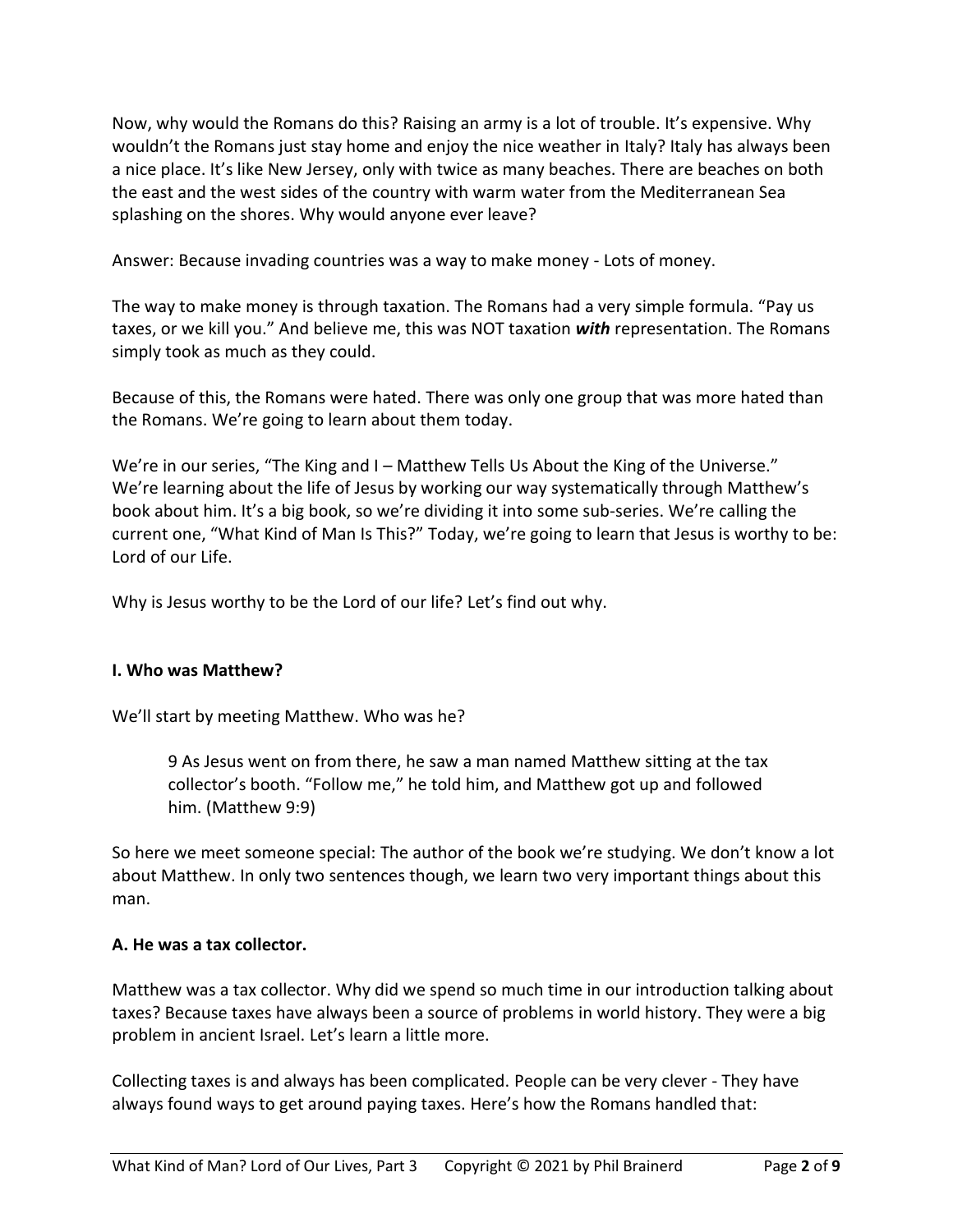Now, why would the Romans do this? Raising an army is a lot of trouble. It's expensive. Why wouldn't the Romans just stay home and enjoy the nice weather in Italy? Italy has always been a nice place. It's like New Jersey, only with twice as many beaches. There are beaches on both the east and the west sides of the country with warm water from the Mediterranean Sea splashing on the shores. Why would anyone ever leave?

Answer: Because invading countries was a way to make money - Lots of money.

The way to make money is through taxation. The Romans had a very simple formula. "Pay us taxes, or we kill you." And believe me, this was NOT taxation ***with*** representation. The Romans simply took as much as they could.

Because of this, the Romans were hated. There was only one group that was more hated than the Romans. We're going to learn about them today.

We're in our series, "The King and I – Matthew Tells Us About the King of the Universe." We're learning about the life of Jesus by working our way systematically through Matthew's book about him. It's a big book, so we're dividing it into some sub-series. We're calling the current one, "What Kind of Man Is This?" Today, we're going to learn that Jesus is worthy to be: Lord of our Life.

Why is Jesus worthy to be the Lord of our life? Let's find out why.

**I. Who was Matthew?**

We'll start by meeting Matthew. Who was he?

> 9 As Jesus went on from there, he saw a man named Matthew sitting at the tax collector's booth. "Follow me," he told him, and Matthew got up and followed him. (Matthew 9:9)

So here we meet someone special: The author of the book we're studying. We don't know a lot about Matthew. In only two sentences though, we learn two very important things about this man.

**A. He was a tax collector.**

Matthew was a tax collector. Why did we spend so much time in our introduction talking about taxes? Because taxes have always been a source of problems in world history. They were a big problem in ancient Israel. Let's learn a little more.

Collecting taxes is and always has been complicated. People can be very clever - They have always found ways to get around paying taxes. Here's how the Romans handled that: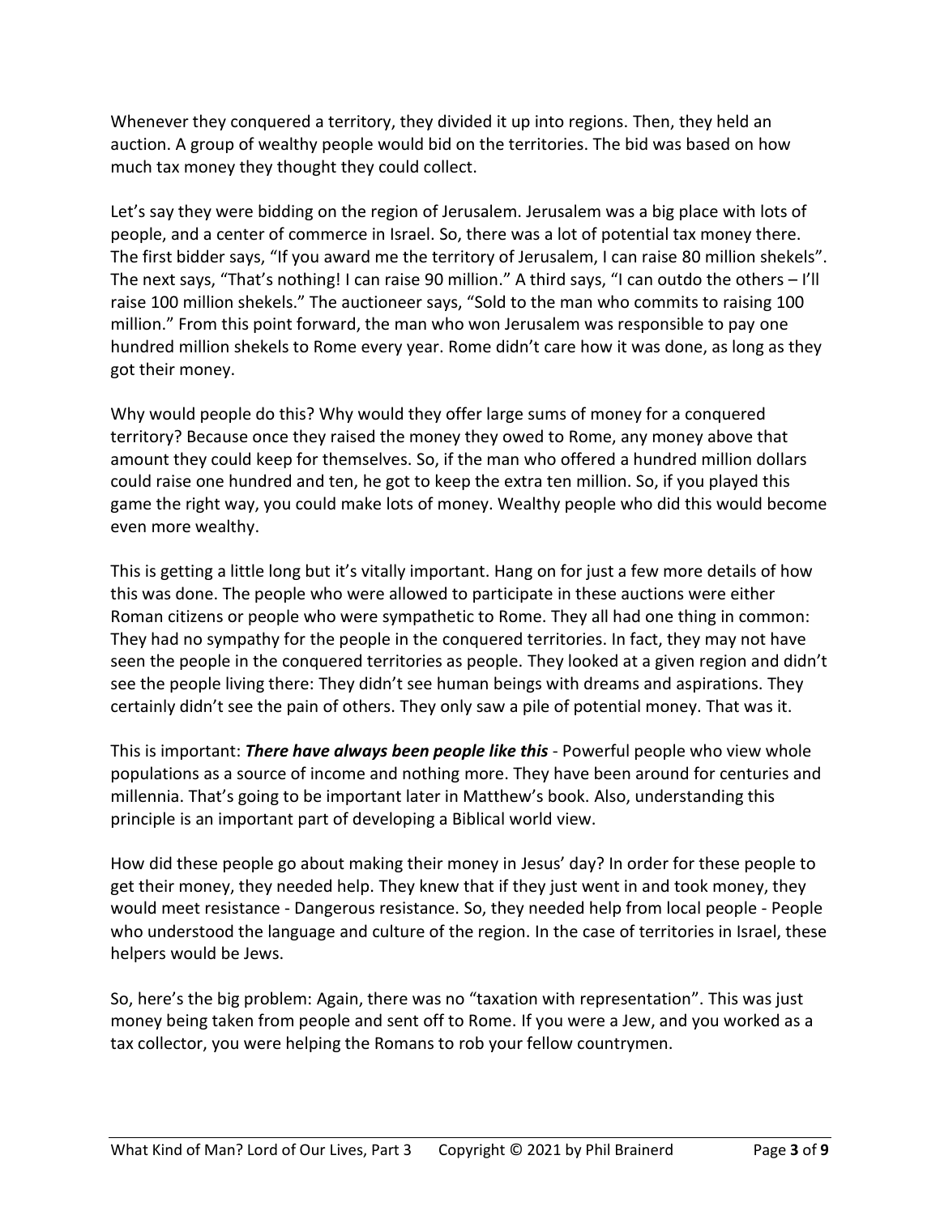Whenever they conquered a territory, they divided it up into regions. Then, they held an auction. A group of wealthy people would bid on the territories. The bid was based on how much tax money they thought they could collect.

Let's say they were bidding on the region of Jerusalem. Jerusalem was a big place with lots of people, and a center of commerce in Israel. So, there was a lot of potential tax money there. The first bidder says, "If you award me the territory of Jerusalem, I can raise 80 million shekels". The next says, "That's nothing! I can raise 90 million." A third says, "I can outdo the others – I'll raise 100 million shekels." The auctioneer says, "Sold to the man who commits to raising 100 million." From this point forward, the man who won Jerusalem was responsible to pay one hundred million shekels to Rome every year. Rome didn't care how it was done, as long as they got their money.

Why would people do this? Why would they offer large sums of money for a conquered territory? Because once they raised the money they owed to Rome, any money above that amount they could keep for themselves. So, if the man who offered a hundred million dollars could raise one hundred and ten, he got to keep the extra ten million. So, if you played this game the right way, you could make lots of money. Wealthy people who did this would become even more wealthy.

This is getting a little long but it's vitally important. Hang on for just a few more details of how this was done. The people who were allowed to participate in these auctions were either Roman citizens or people who were sympathetic to Rome. They all had one thing in common: They had no sympathy for the people in the conquered territories. In fact, they may not have seen the people in the conquered territories as people. They looked at a given region and didn't see the people living there: They didn't see human beings with dreams and aspirations. They certainly didn't see the pain of others. They only saw a pile of potential money. That was it.

This is important: ***There have always been people like this*** - Powerful people who view whole populations as a source of income and nothing more. They have been around for centuries and millennia. That's going to be important later in Matthew's book. Also, understanding this principle is an important part of developing a Biblical world view.

How did these people go about making their money in Jesus' day? In order for these people to get their money, they needed help. They knew that if they just went in and took money, they would meet resistance - Dangerous resistance. So, they needed help from local people - People who understood the language and culture of the region. In the case of territories in Israel, these helpers would be Jews.

So, here's the big problem: Again, there was no "taxation with representation". This was just money being taken from people and sent off to Rome. If you were a Jew, and you worked as a tax collector, you were helping the Romans to rob your fellow countrymen.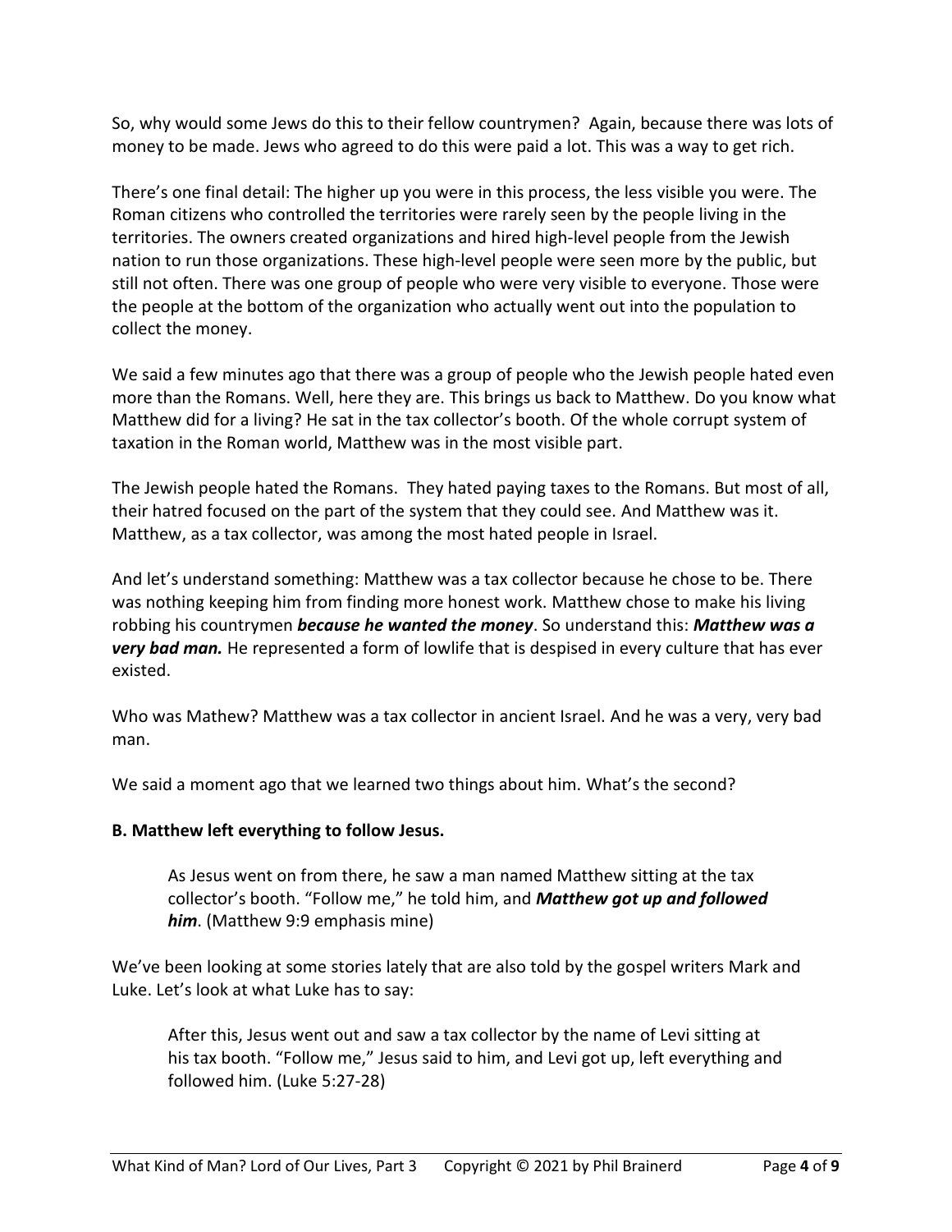So, why would some Jews do this to their fellow countrymen? Again, because there was lots of money to be made. Jews who agreed to do this were paid a lot. This was a way to get rich.

There's one final detail: The higher up you were in this process, the less visible you were. The Roman citizens who controlled the territories were rarely seen by the people living in the territories. The owners created organizations and hired high-level people from the Jewish nation to run those organizations. These high-level people were seen more by the public, but still not often. There was one group of people who were very visible to everyone. Those were the people at the bottom of the organization who actually went out into the population to collect the money.

We said a few minutes ago that there was a group of people who the Jewish people hated even more than the Romans. Well, here they are. This brings us back to Matthew. Do you know what Matthew did for a living? He sat in the tax collector's booth. Of the whole corrupt system of taxation in the Roman world, Matthew was in the most visible part.

The Jewish people hated the Romans. They hated paying taxes to the Romans. But most of all, their hatred focused on the part of the system that they could see. And Matthew was it. Matthew, as a tax collector, was among the most hated people in Israel.

And let's understand something: Matthew was a tax collector because he chose to be. There was nothing keeping him from finding more honest work. Matthew chose to make his living robbing his countrymen ***because he wanted the money***. So understand this: ***Matthew was a very bad man.*** He represented a form of lowlife that is despised in every culture that has ever existed.

Who was Mathew? Matthew was a tax collector in ancient Israel. And he was a very, very bad man.

We said a moment ago that we learned two things about him. What's the second?

**B. Matthew left everything to follow Jesus.**

> As Jesus went on from there, he saw a man named Matthew sitting at the tax collector's booth. "Follow me," he told him, and ***Matthew got up and followed him***. (Matthew 9:9 emphasis mine)

We've been looking at some stories lately that are also told by the gospel writers Mark and Luke. Let's look at what Luke has to say:

> After this, Jesus went out and saw a tax collector by the name of Levi sitting at his tax booth. "Follow me," Jesus said to him, and Levi got up, left everything and followed him. (Luke 5:27-28)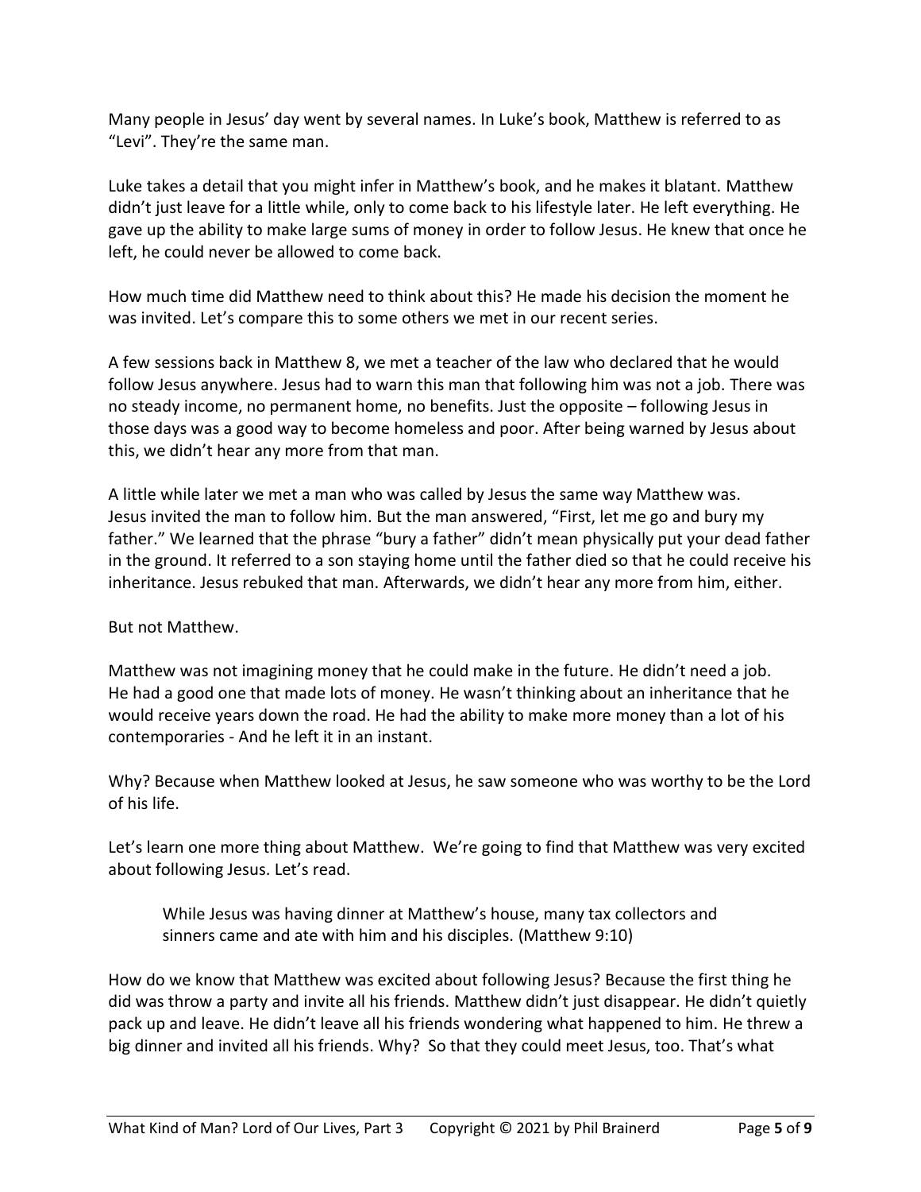Many people in Jesus' day went by several names. In Luke's book, Matthew is referred to as "Levi". They're the same man.

Luke takes a detail that you might infer in Matthew's book, and he makes it blatant. Matthew didn't just leave for a little while, only to come back to his lifestyle later. He left everything. He gave up the ability to make large sums of money in order to follow Jesus. He knew that once he left, he could never be allowed to come back.

How much time did Matthew need to think about this? He made his decision the moment he was invited. Let's compare this to some others we met in our recent series.

A few sessions back in Matthew 8, we met a teacher of the law who declared that he would follow Jesus anywhere. Jesus had to warn this man that following him was not a job. There was no steady income, no permanent home, no benefits. Just the opposite – following Jesus in those days was a good way to become homeless and poor. After being warned by Jesus about this, we didn't hear any more from that man.

A little while later we met a man who was called by Jesus the same way Matthew was. Jesus invited the man to follow him. But the man answered, "First, let me go and bury my father." We learned that the phrase "bury a father" didn't mean physically put your dead father in the ground. It referred to a son staying home until the father died so that he could receive his inheritance. Jesus rebuked that man. Afterwards, we didn't hear any more from him, either.

But not Matthew.

Matthew was not imagining money that he could make in the future. He didn't need a job. He had a good one that made lots of money. He wasn't thinking about an inheritance that he would receive years down the road. He had the ability to make more money than a lot of his contemporaries - And he left it in an instant.

Why? Because when Matthew looked at Jesus, he saw someone who was worthy to be the Lord of his life.

Let's learn one more thing about Matthew. We're going to find that Matthew was very excited about following Jesus. Let's read.

> While Jesus was having dinner at Matthew's house, many tax collectors and sinners came and ate with him and his disciples. (Matthew 9:10)

How do we know that Matthew was excited about following Jesus? Because the first thing he did was throw a party and invite all his friends. Matthew didn't just disappear. He didn't quietly pack up and leave. He didn't leave all his friends wondering what happened to him. He threw a big dinner and invited all his friends. Why? So that they could meet Jesus, too. That's what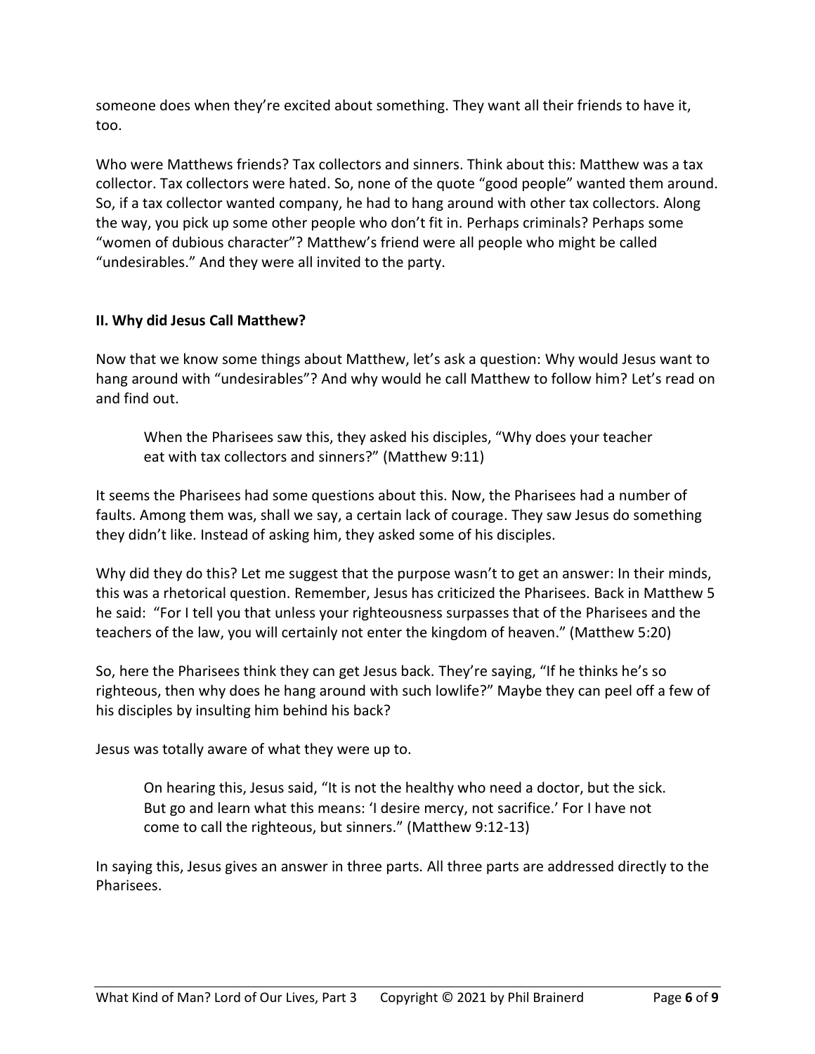someone does when they're excited about something. They want all their friends to have it, too.

Who were Matthews friends? Tax collectors and sinners. Think about this: Matthew was a tax collector. Tax collectors were hated. So, none of the quote "good people" wanted them around. So, if a tax collector wanted company, he had to hang around with other tax collectors. Along the way, you pick up some other people who don't fit in. Perhaps criminals? Perhaps some "women of dubious character"? Matthew's friend were all people who might be called "undesirables." And they were all invited to the party.

## II. Why did Jesus Call Matthew?

Now that we know some things about Matthew, let's ask a question: Why would Jesus want to hang around with "undesirables"? And why would he call Matthew to follow him? Let's read on and find out.

> When the Pharisees saw this, they asked his disciples, "Why does your teacher eat with tax collectors and sinners?" (Matthew 9:11)

It seems the Pharisees had some questions about this. Now, the Pharisees had a number of faults. Among them was, shall we say, a certain lack of courage. They saw Jesus do something they didn't like. Instead of asking him, they asked some of his disciples.

Why did they do this? Let me suggest that the purpose wasn't to get an answer: In their minds, this was a rhetorical question. Remember, Jesus has criticized the Pharisees. Back in Matthew 5 he said: "For I tell you that unless your righteousness surpasses that of the Pharisees and the teachers of the law, you will certainly not enter the kingdom of heaven." (Matthew 5:20)

So, here the Pharisees think they can get Jesus back. They're saying, "If he thinks he's so righteous, then why does he hang around with such lowlife?" Maybe they can peel off a few of his disciples by insulting him behind his back?

Jesus was totally aware of what they were up to.

> On hearing this, Jesus said, "It is not the healthy who need a doctor, but the sick. But go and learn what this means: 'I desire mercy, not sacrifice.' For I have not come to call the righteous, but sinners." (Matthew 9:12-13)

In saying this, Jesus gives an answer in three parts. All three parts are addressed directly to the Pharisees.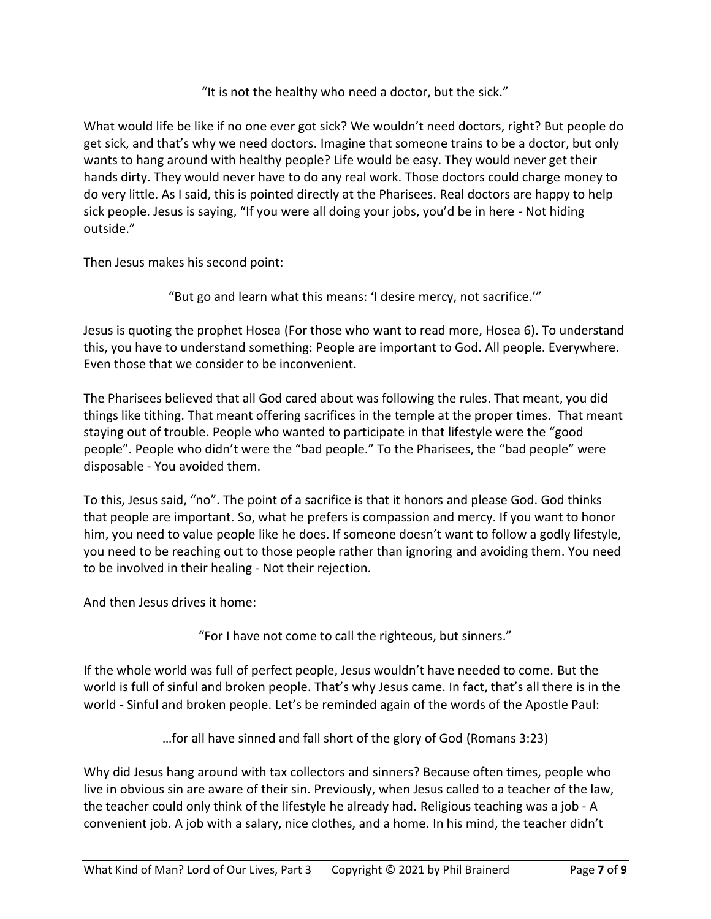"It is not the healthy who need a doctor, but the sick."

What would life be like if no one ever got sick? We wouldn't need doctors, right? But people do get sick, and that's why we need doctors. Imagine that someone trains to be a doctor, but only wants to hang around with healthy people? Life would be easy. They would never get their hands dirty. They would never have to do any real work. Those doctors could charge money to do very little. As I said, this is pointed directly at the Pharisees. Real doctors are happy to help sick people. Jesus is saying, "If you were all doing your jobs, you'd be in here - Not hiding outside."

Then Jesus makes his second point:

"But go and learn what this means: 'I desire mercy, not sacrifice.'"

Jesus is quoting the prophet Hosea (For those who want to read more, Hosea 6). To understand this, you have to understand something: People are important to God. All people. Everywhere. Even those that we consider to be inconvenient.

The Pharisees believed that all God cared about was following the rules. That meant, you did things like tithing. That meant offering sacrifices in the temple at the proper times. That meant staying out of trouble. People who wanted to participate in that lifestyle were the "good people". People who didn't were the "bad people." To the Pharisees, the "bad people" were disposable - You avoided them.

To this, Jesus said, "no". The point of a sacrifice is that it honors and please God. God thinks that people are important. So, what he prefers is compassion and mercy. If you want to honor him, you need to value people like he does. If someone doesn't want to follow a godly lifestyle, you need to be reaching out to those people rather than ignoring and avoiding them. You need to be involved in their healing - Not their rejection.

And then Jesus drives it home:

"For I have not come to call the righteous, but sinners."

If the whole world was full of perfect people, Jesus wouldn't have needed to come. But the world is full of sinful and broken people. That's why Jesus came. In fact, that's all there is in the world - Sinful and broken people. Let's be reminded again of the words of the Apostle Paul:

…for all have sinned and fall short of the glory of God (Romans 3:23)

Why did Jesus hang around with tax collectors and sinners? Because often times, people who live in obvious sin are aware of their sin. Previously, when Jesus called to a teacher of the law, the teacher could only think of the lifestyle he already had. Religious teaching was a job - A convenient job. A job with a salary, nice clothes, and a home. In his mind, the teacher didn't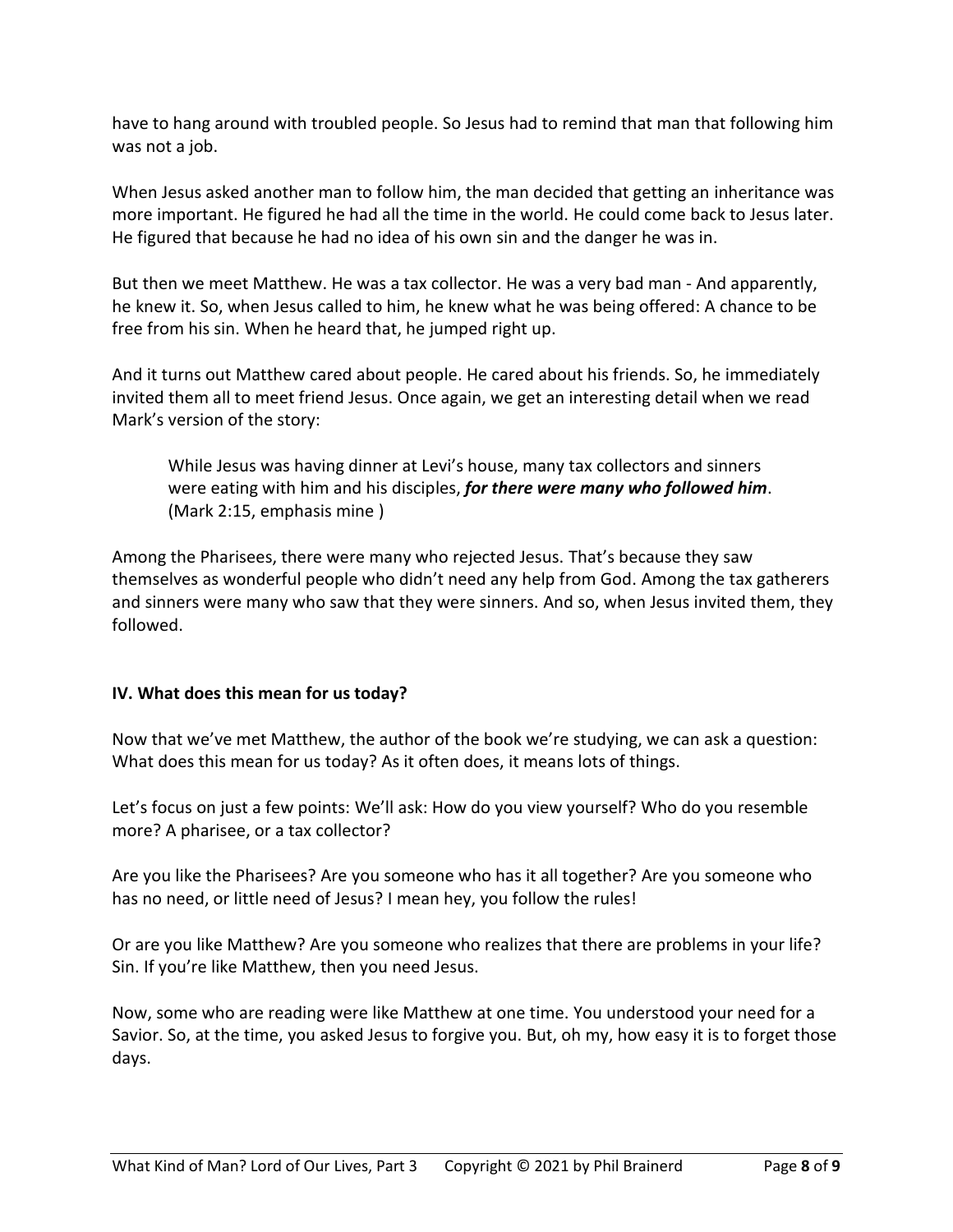have to hang around with troubled people. So Jesus had to remind that man that following him was not a job.

When Jesus asked another man to follow him, the man decided that getting an inheritance was more important. He figured he had all the time in the world. He could come back to Jesus later. He figured that because he had no idea of his own sin and the danger he was in.

But then we meet Matthew. He was a tax collector. He was a very bad man - And apparently, he knew it. So, when Jesus called to him, he knew what he was being offered: A chance to be free from his sin. When he heard that, he jumped right up.

And it turns out Matthew cared about people. He cared about his friends. So, he immediately invited them all to meet friend Jesus. Once again, we get an interesting detail when we read Mark's version of the story:

> While Jesus was having dinner at Levi's house, many tax collectors and sinners were eating with him and his disciples, ***for there were many who followed him***. (Mark 2:15, emphasis mine )

Among the Pharisees, there were many who rejected Jesus. That's because they saw themselves as wonderful people who didn't need any help from God. Among the tax gatherers and sinners were many who saw that they were sinners. And so, when Jesus invited them, they followed.

### IV. What does this mean for us today?

Now that we've met Matthew, the author of the book we're studying, we can ask a question: What does this mean for us today? As it often does, it means lots of things.

Let's focus on just a few points: We'll ask: How do you view yourself? Who do you resemble more? A pharisee, or a tax collector?

Are you like the Pharisees? Are you someone who has it all together? Are you someone who has no need, or little need of Jesus? I mean hey, you follow the rules!

Or are you like Matthew? Are you someone who realizes that there are problems in your life? Sin. If you're like Matthew, then you need Jesus.

Now, some who are reading were like Matthew at one time. You understood your need for a Savior. So, at the time, you asked Jesus to forgive you. But, oh my, how easy it is to forget those days.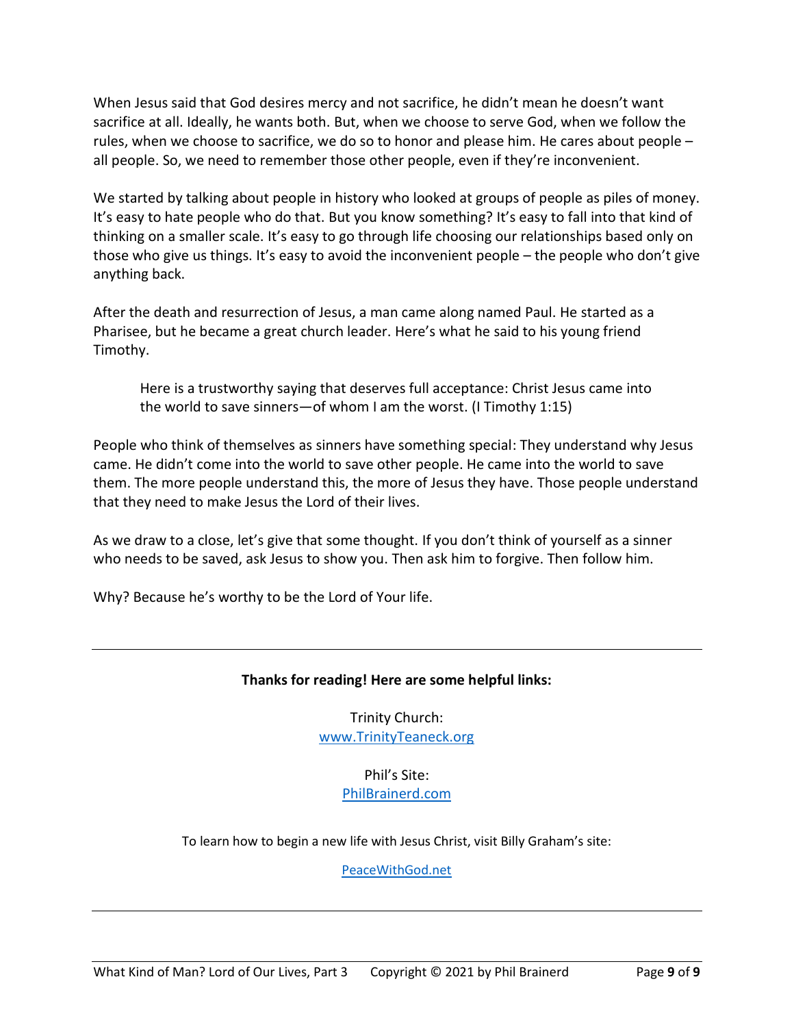When Jesus said that God desires mercy and not sacrifice, he didn't mean he doesn't want sacrifice at all. Ideally, he wants both. But, when we choose to serve God, when we follow the rules, when we choose to sacrifice, we do so to honor and please him. He cares about people – all people. So, we need to remember those other people, even if they're inconvenient.

We started by talking about people in history who looked at groups of people as piles of money. It's easy to hate people who do that. But you know something? It's easy to fall into that kind of thinking on a smaller scale. It's easy to go through life choosing our relationships based only on those who give us things. It's easy to avoid the inconvenient people – the people who don't give anything back.

After the death and resurrection of Jesus, a man came along named Paul. He started as a Pharisee, but he became a great church leader. Here's what he said to his young friend Timothy.

> Here is a trustworthy saying that deserves full acceptance: Christ Jesus came into the world to save sinners—of whom I am the worst. (I Timothy 1:15)

People who think of themselves as sinners have something special: They understand why Jesus came. He didn't come into the world to save other people. He came into the world to save them. The more people understand this, the more of Jesus they have. Those people understand that they need to make Jesus the Lord of their lives.

As we draw to a close, let's give that some thought. If you don't think of yourself as a sinner who needs to be saved, ask Jesus to show you. Then ask him to forgive. Then follow him.

Why? Because he's worthy to be the Lord of Your life.

---

**Thanks for reading! Here are some helpful links:**

Trinity Church:
www.TrinityTeaneck.org

Phil's Site:
PhilBrainerd.com

To learn how to begin a new life with Jesus Christ, visit Billy Graham's site:

PeaceWithGod.net

---